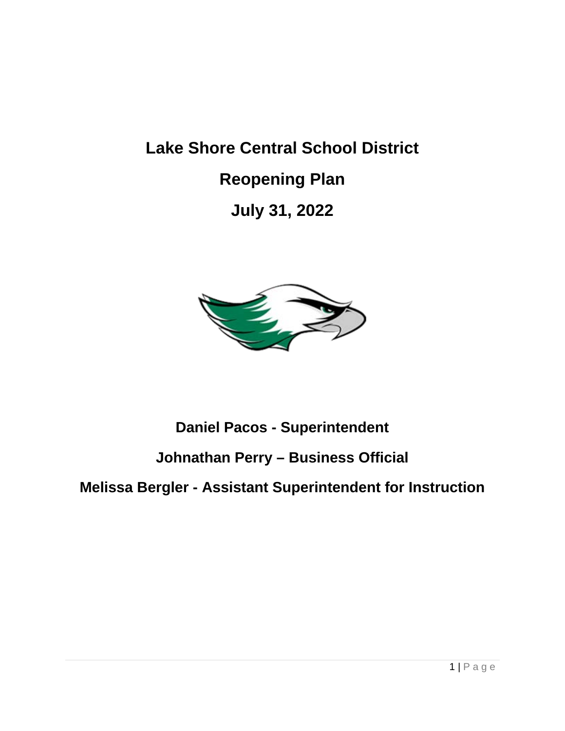# Lake Shore Central School District

# Reopening Plan

# July 31, 2022

**Daniel Pacos - Superintendent**

**Johnathan Perry – Business Official**

**Melissa Bergler - Assistant Superintendent for Instruction**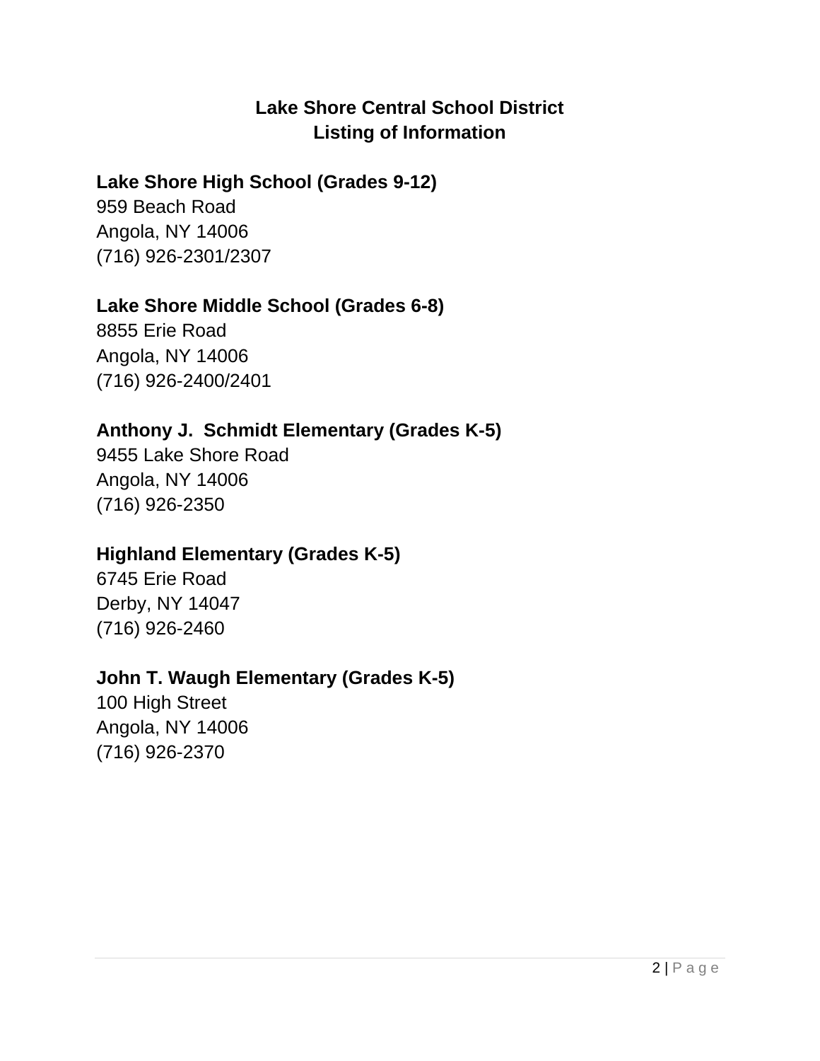# Lake Shore Central School District
## Listing of Information

**Lake Shore High School (Grades 9-12)**
959 Beach Road
Angola, NY 14006
(716) 926-2301/2307

**Lake Shore Middle School (Grades 6-8)**
8855 Erie Road
Angola, NY 14006
(716) 926-2400/2401

**Anthony J. Schmidt Elementary (Grades K-5)**
9455 Lake Shore Road
Angola, NY 14006
(716) 926-2350

**Highland Elementary (Grades K-5)**
6745 Erie Road
Derby, NY 14047
(716) 926-2460

**John T. Waugh Elementary (Grades K-5)**
100 High Street
Angola, NY 14006
(716) 926-2370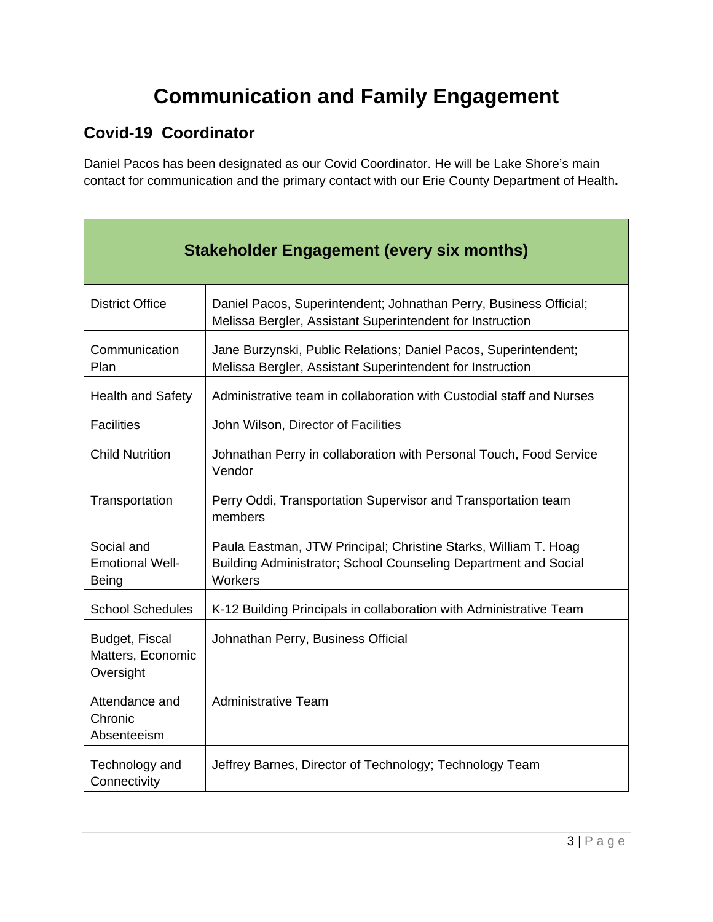# Communication and Family Engagement

## Covid-19 Coordinator

Daniel Pacos has been designated as our Covid Coordinator. He will be Lake Shore's main contact for communication and the primary contact with our Erie County Department of Health.

| Stakeholder Engagement (every six months) | |
|---|---|
| District Office | Daniel Pacos, Superintendent; Johnathan Perry, Business Official; Melissa Bergler, Assistant Superintendent for Instruction |
| Communication Plan | Jane Burzynski, Public Relations; Daniel Pacos, Superintendent; Melissa Bergler, Assistant Superintendent for Instruction |
| Health and Safety | Administrative team in collaboration with Custodial staff and Nurses |
| Facilities | John Wilson, Director of Facilities |
| Child Nutrition | Johnathan Perry in collaboration with Personal Touch, Food Service Vendor |
| Transportation | Perry Oddi, Transportation Supervisor and Transportation team members |
| Social and Emotional Well-Being | Paula Eastman, JTW Principal; Christine Starks, William T. Hoag Building Administrator; School Counseling Department and Social Workers |
| School Schedules | K-12 Building Principals in collaboration with Administrative Team |
| Budget, Fiscal Matters, Economic Oversight | Johnathan Perry, Business Official |
| Attendance and Chronic Absenteeism | Administrative Team |
| Technology and Connectivity | Jeffrey Barnes, Director of Technology; Technology Team |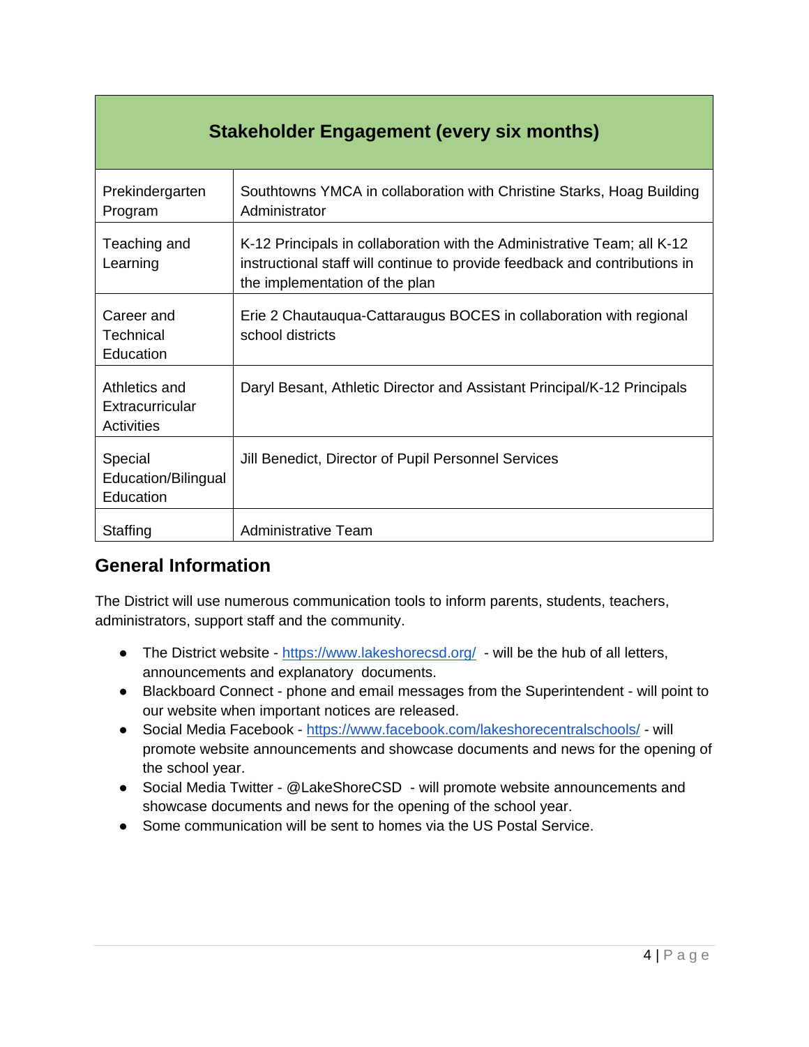| Stakeholder Engagement (every six months) | |
|---|---|
| Prekindergarten Program | Southtowns YMCA in collaboration with Christine Starks, Hoag Building Administrator |
| Teaching and Learning | K-12 Principals in collaboration with the Administrative Team; all K-12 instructional staff will continue to provide feedback and contributions in the implementation of the plan |
| Career and Technical Education | Erie 2 Chautauqua-Cattaraugus BOCES in collaboration with regional school districts |
| Athletics and Extracurricular Activities | Daryl Besant, Athletic Director and Assistant Principal/K-12 Principals |
| Special Education/Bilingual Education | Jill Benedict, Director of Pupil Personnel Services |
| Staffing | Administrative Team |

## General Information

The District will use numerous communication tools to inform parents, students, teachers, administrators, support staff and the community.

- The District website - https://www.lakeshorecsd.org/ - will be the hub of all letters, announcements and explanatory documents.
- Blackboard Connect - phone and email messages from the Superintendent - will point to our website when important notices are released.
- Social Media Facebook - https://www.facebook.com/lakeshorecentralschools/ - will promote website announcements and showcase documents and news for the opening of the school year.
- Social Media Twitter - @LakeShoreCSD - will promote website announcements and showcase documents and news for the opening of the school year.
- Some communication will be sent to homes via the US Postal Service.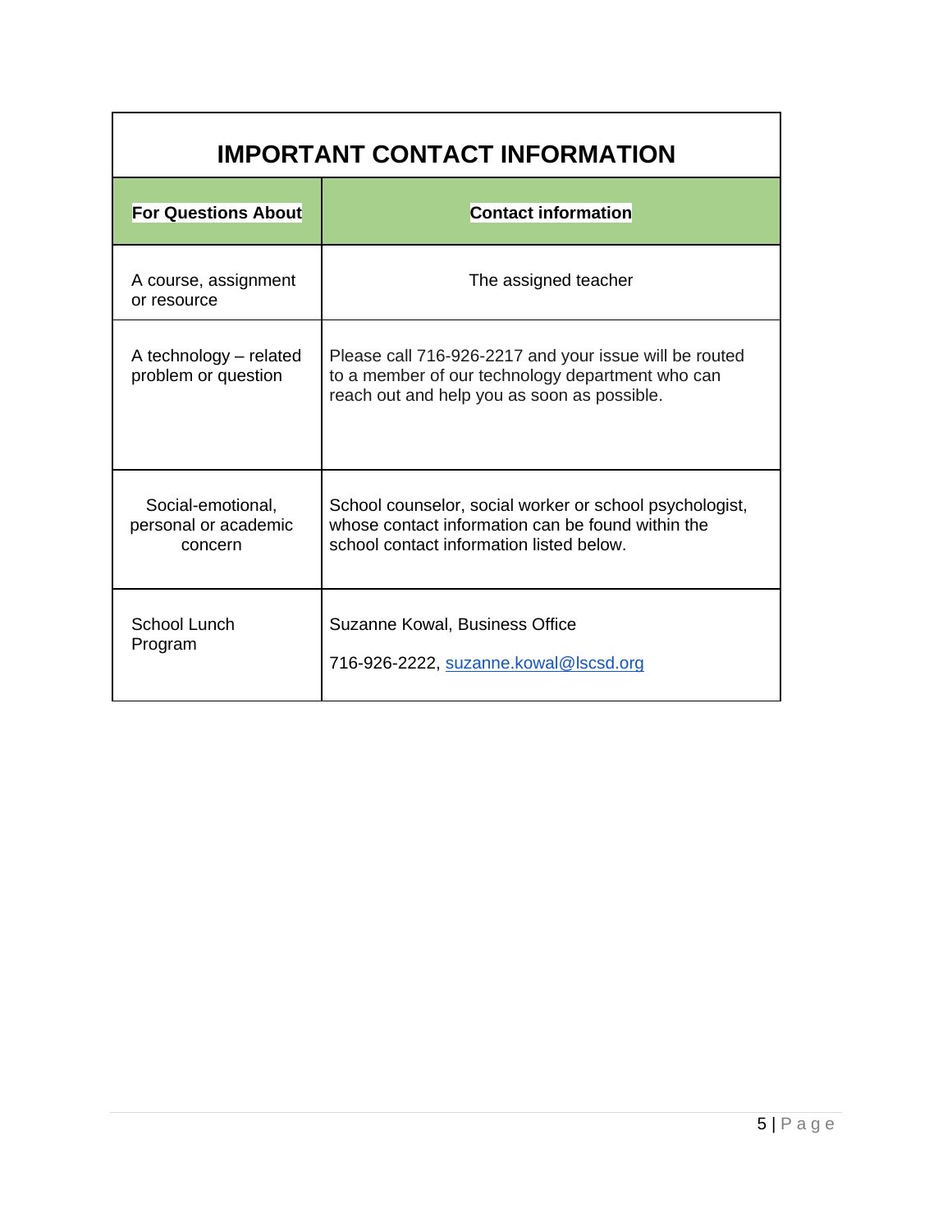## IMPORTANT CONTACT INFORMATION

| **For Questions About** | **Contact information** |
| --- | --- |
| A course, assignment or resource | The assigned teacher |
| A technology – related problem or question | Please call 716-926-2217 and your issue will be routed to a member of our technology department who can reach out and help you as soon as possible. |
| Social-emotional, personal or academic concern | School counselor, social worker or school psychologist, whose contact information can be found within the school contact information listed below. |
| School Lunch Program | Suzanne Kowal, Business Office<br><br>716-926-2222, suzanne.kowal@lscsd.org |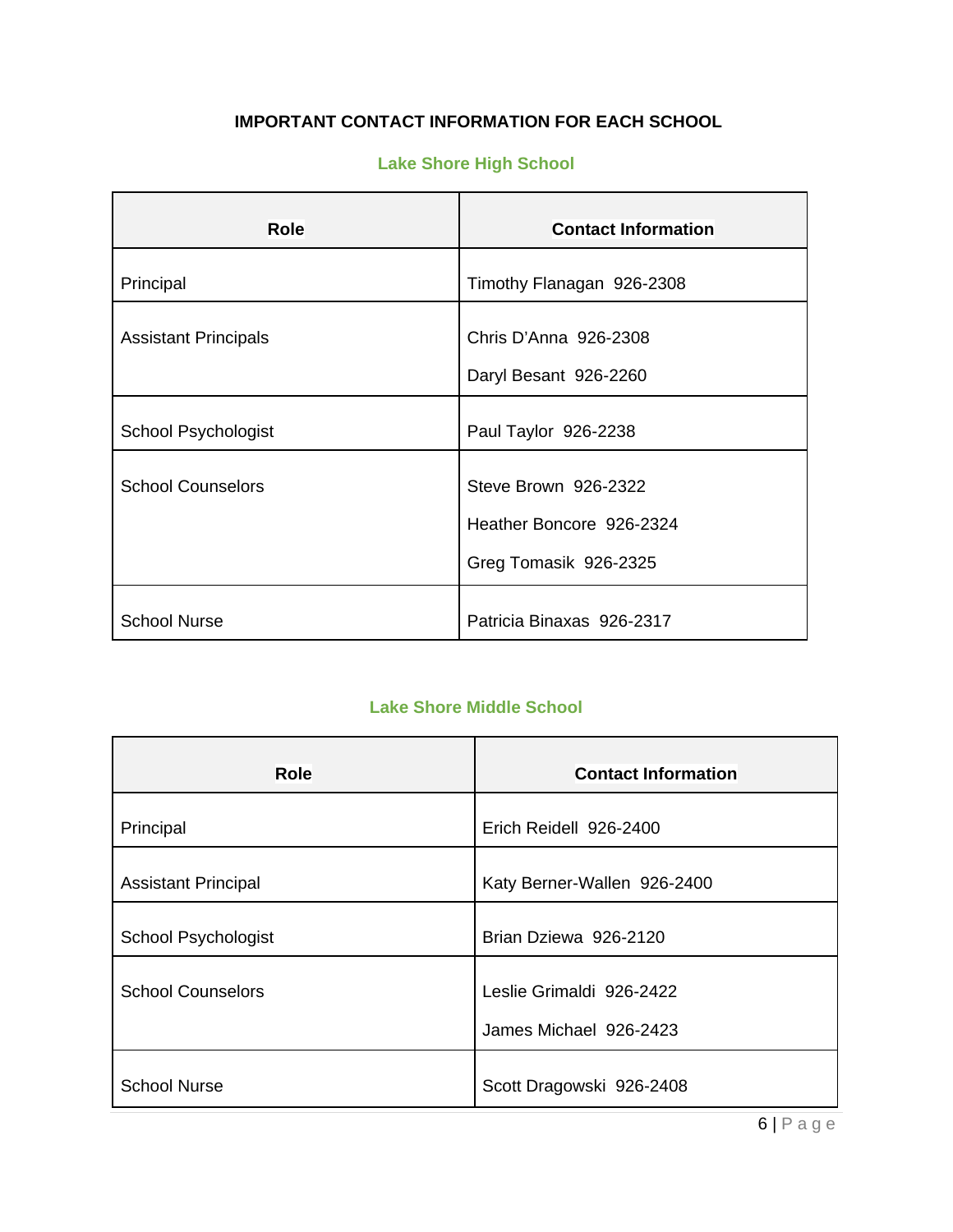## IMPORTANT CONTACT INFORMATION FOR EACH SCHOOL

### Lake Shore High School

| Role | Contact Information |
| --- | --- |
| Principal | Timothy Flanagan 926-2308 |
| Assistant Principals | Chris D'Anna 926-2308<br>Daryl Besant 926-2260 |
| School Psychologist | Paul Taylor 926-2238 |
| School Counselors | Steve Brown 926-2322<br>Heather Boncore 926-2324<br>Greg Tomasik 926-2325 |
| School Nurse | Patricia Binaxas 926-2317 |

### Lake Shore Middle School

| Role | Contact Information |
| --- | --- |
| Principal | Erich Reidell 926-2400 |
| Assistant Principal | Katy Berner-Wallen 926-2400 |
| School Psychologist | Brian Dziewa 926-2120 |
| School Counselors | Leslie Grimaldi 926-2422<br>James Michael 926-2423 |
| School Nurse | Scott Dragowski 926-2408 |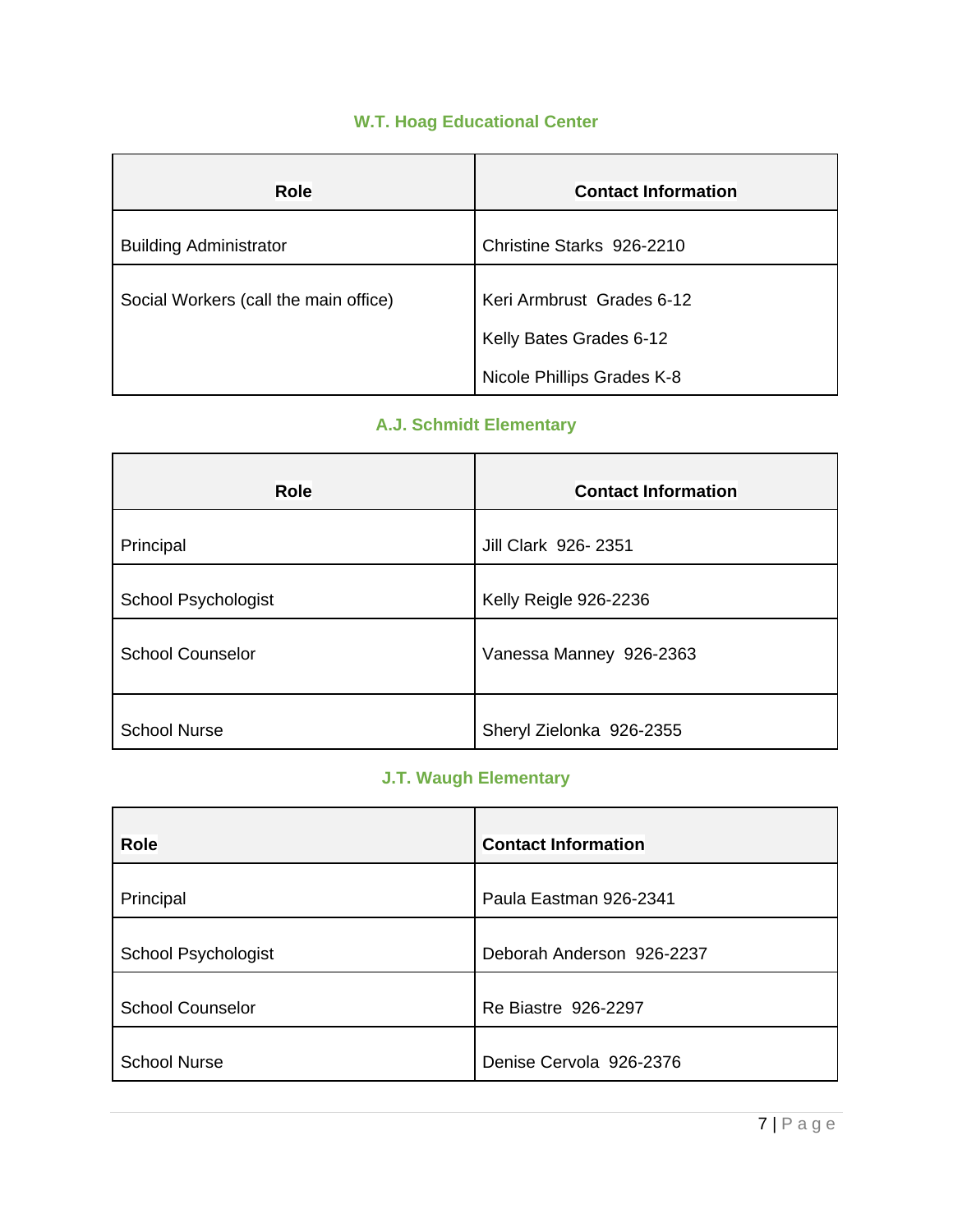### W.T. Hoag Educational Center

| Role | Contact Information |
| --- | --- |
| Building Administrator | Christine Starks 926-2210 |
| Social Workers (call the main office) | Keri Armbrust Grades 6-12<br>Kelly Bates Grades 6-12<br>Nicole Phillips Grades K-8 |

### A.J. Schmidt Elementary

| Role | Contact Information |
| --- | --- |
| Principal | Jill Clark 926- 2351 |
| School Psychologist | Kelly Reigle 926-2236 |
| School Counselor | Vanessa Manney 926-2363 |
| School Nurse | Sheryl Zielonka 926-2355 |

### J.T. Waugh Elementary

| Role | Contact Information |
| --- | --- |
| Principal | Paula Eastman 926-2341 |
| School Psychologist | Deborah Anderson 926-2237 |
| School Counselor | Re Biastre 926-2297 |
| School Nurse | Denise Cervola 926-2376 |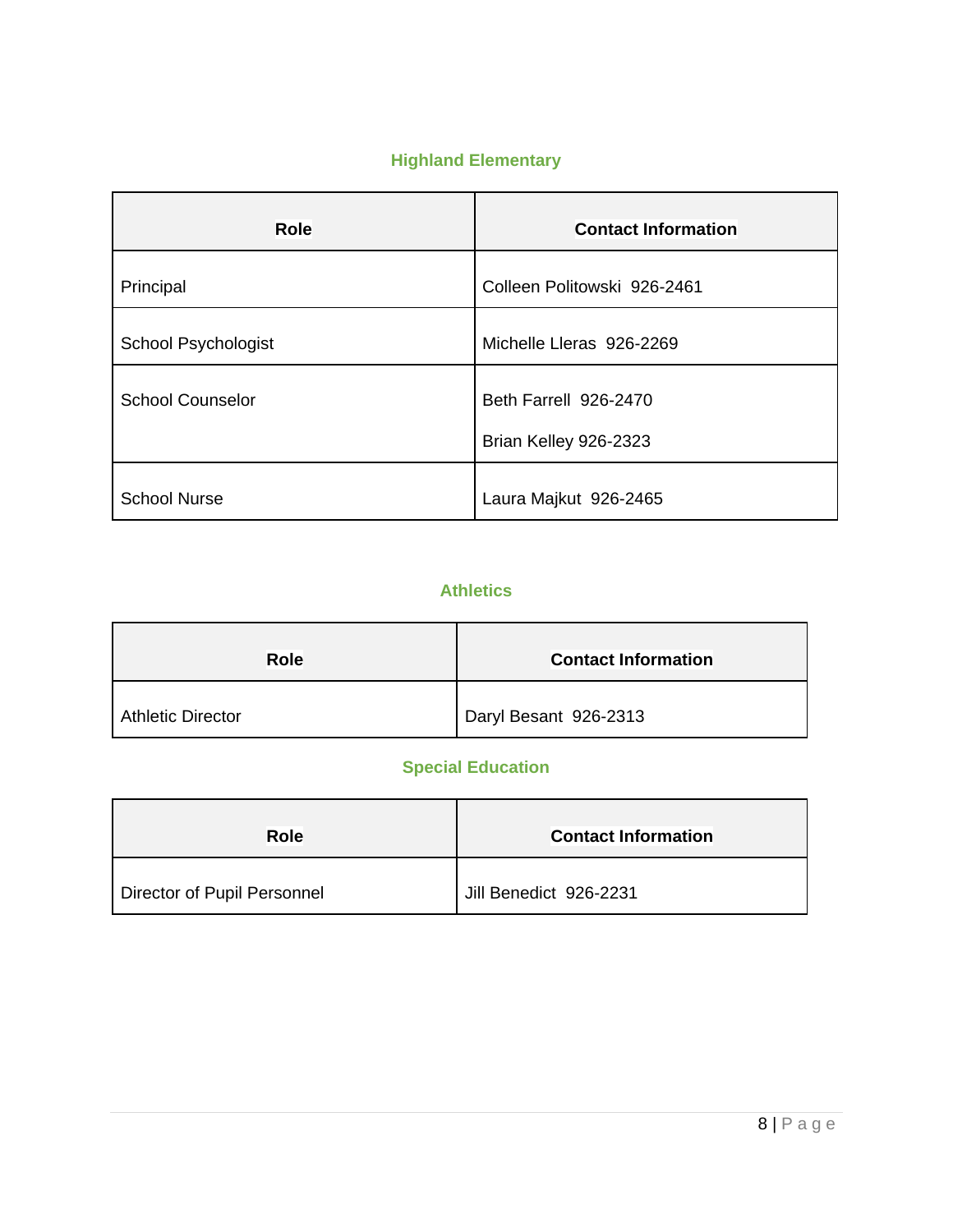## Highland Elementary

| Role | Contact Information |
|---|---|
| Principal | Colleen Politowski 926-2461 |
| School Psychologist | Michelle Lleras 926-2269 |
| School Counselor | Beth Farrell 926-2470<br><br>Brian Kelley 926-2323 |
| School Nurse | Laura Majkut 926-2465 |

## Athletics

| Role | Contact Information |
|---|---|
| Athletic Director | Daryl Besant 926-2313 |

## Special Education

| Role | Contact Information |
|---|---|
| Director of Pupil Personnel | Jill Benedict 926-2231 |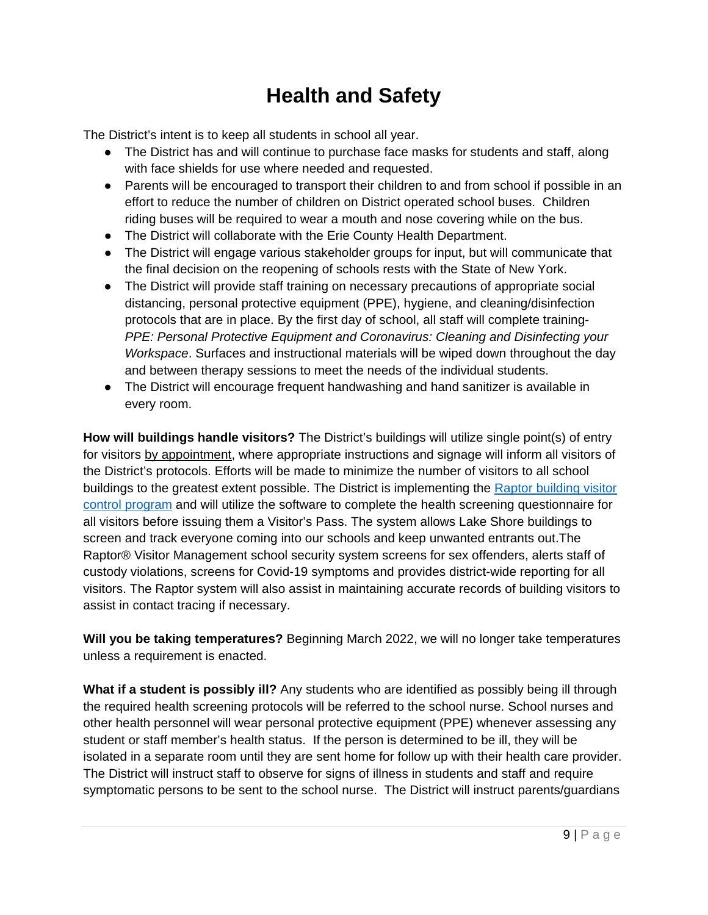# Health and Safety

The District's intent is to keep all students in school all year.

- The District has and will continue to purchase face masks for students and staff, along with face shields for use where needed and requested.
- Parents will be encouraged to transport their children to and from school if possible in an effort to reduce the number of children on District operated school buses. Children riding buses will be required to wear a mouth and nose covering while on the bus.
- The District will collaborate with the Erie County Health Department.
- The District will engage various stakeholder groups for input, but will communicate that the final decision on the reopening of schools rests with the State of New York.
- The District will provide staff training on necessary precautions of appropriate social distancing, personal protective equipment (PPE), hygiene, and cleaning/disinfection protocols that are in place. By the first day of school, all staff will complete training- *PPE: Personal Protective Equipment and Coronavirus: Cleaning and Disinfecting your Workspace*. Surfaces and instructional materials will be wiped down throughout the day and between therapy sessions to meet the needs of the individual students.
- The District will encourage frequent handwashing and hand sanitizer is available in every room.

**How will buildings handle visitors?** The District's buildings will utilize single point(s) of entry for visitors by appointment, where appropriate instructions and signage will inform all visitors of the District's protocols. Efforts will be made to minimize the number of visitors to all school buildings to the greatest extent possible. The District is implementing the [Raptor building visitor control program]() and will utilize the software to complete the health screening questionnaire for all visitors before issuing them a Visitor's Pass. The system allows Lake Shore buildings to screen and track everyone coming into our schools and keep unwanted entrants out.The Raptor® Visitor Management school security system screens for sex offenders, alerts staff of custody violations, screens for Covid-19 symptoms and provides district-wide reporting for all visitors. The Raptor system will also assist in maintaining accurate records of building visitors to assist in contact tracing if necessary.

**Will you be taking temperatures?** Beginning March 2022, we will no longer take temperatures unless a requirement is enacted.

**What if a student is possibly ill?** Any students who are identified as possibly being ill through the required health screening protocols will be referred to the school nurse. School nurses and other health personnel will wear personal protective equipment (PPE) whenever assessing any student or staff member's health status. If the person is determined to be ill, they will be isolated in a separate room until they are sent home for follow up with their health care provider. The District will instruct staff to observe for signs of illness in students and staff and require symptomatic persons to be sent to the school nurse. The District will instruct parents/guardians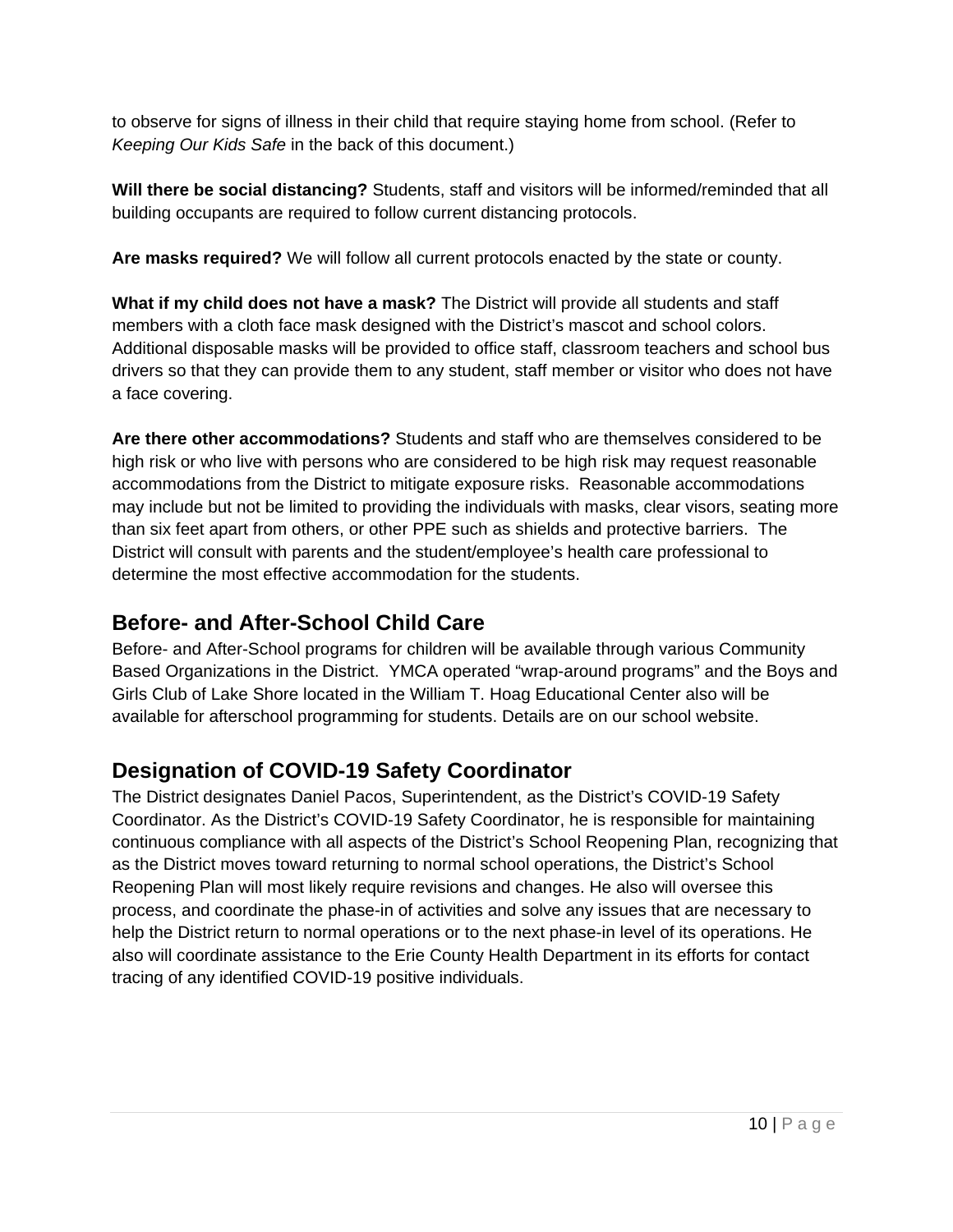to observe for signs of illness in their child that require staying home from school. (Refer to *Keeping Our Kids Safe* in the back of this document.)

**Will there be social distancing?** Students, staff and visitors will be informed/reminded that all building occupants are required to follow current distancing protocols.

**Are masks required?** We will follow all current protocols enacted by the state or county.

**What if my child does not have a mask?** The District will provide all students and staff members with a cloth face mask designed with the District's mascot and school colors. Additional disposable masks will be provided to office staff, classroom teachers and school bus drivers so that they can provide them to any student, staff member or visitor who does not have a face covering.

**Are there other accommodations?** Students and staff who are themselves considered to be high risk or who live with persons who are considered to be high risk may request reasonable accommodations from the District to mitigate exposure risks. Reasonable accommodations may include but not be limited to providing the individuals with masks, clear visors, seating more than six feet apart from others, or other PPE such as shields and protective barriers. The District will consult with parents and the student/employee's health care professional to determine the most effective accommodation for the students.

## Before- and After-School Child Care

Before- and After-School programs for children will be available through various Community Based Organizations in the District. YMCA operated "wrap-around programs" and the Boys and Girls Club of Lake Shore located in the William T. Hoag Educational Center also will be available for afterschool programming for students. Details are on our school website.

## Designation of COVID-19 Safety Coordinator

The District designates Daniel Pacos, Superintendent, as the District's COVID-19 Safety Coordinator. As the District's COVID-19 Safety Coordinator, he is responsible for maintaining continuous compliance with all aspects of the District's School Reopening Plan, recognizing that as the District moves toward returning to normal school operations, the District's School Reopening Plan will most likely require revisions and changes. He also will oversee this process, and coordinate the phase-in of activities and solve any issues that are necessary to help the District return to normal operations or to the next phase-in level of its operations. He also will coordinate assistance to the Erie County Health Department in its efforts for contact tracing of any identified COVID-19 positive individuals.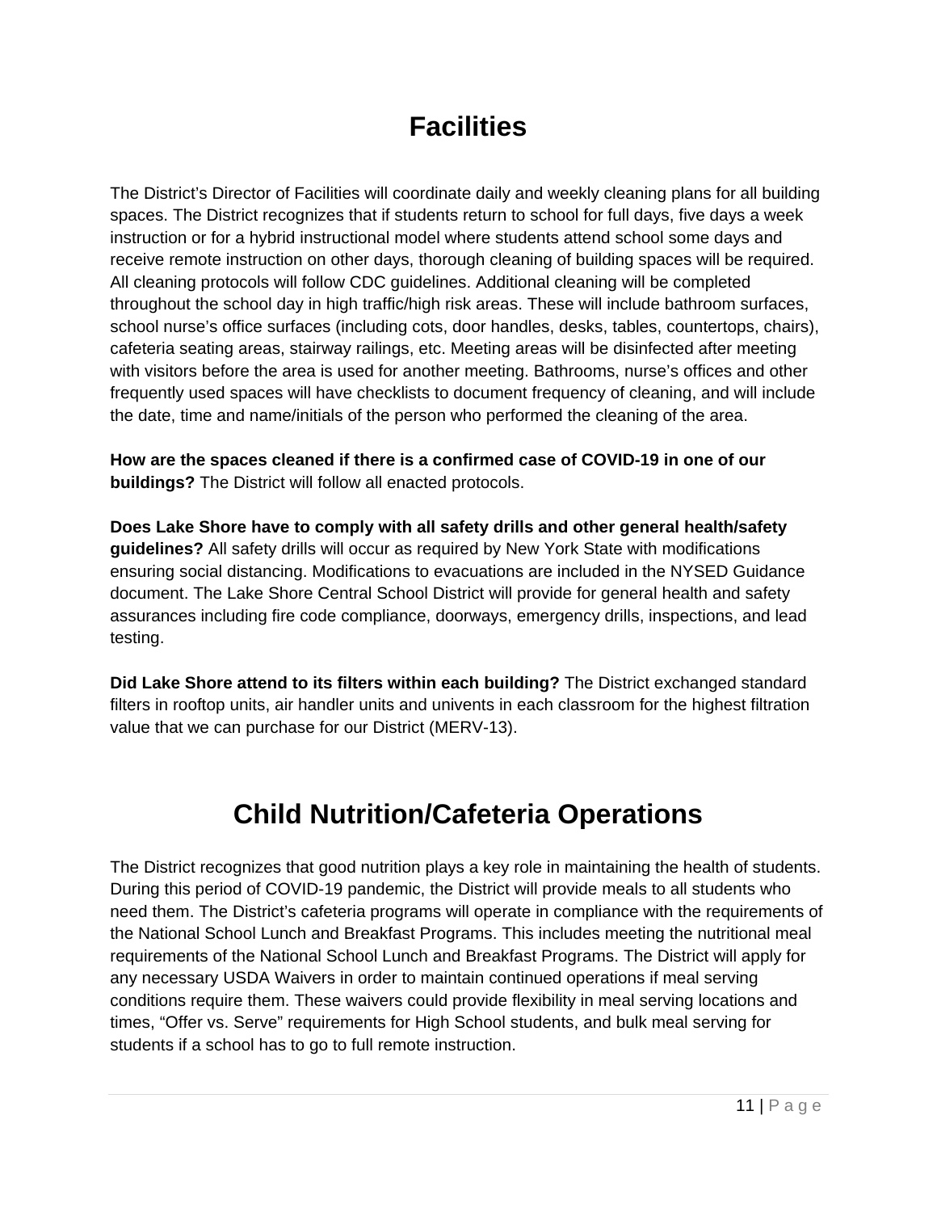# Facilities

The District's Director of Facilities will coordinate daily and weekly cleaning plans for all building spaces. The District recognizes that if students return to school for full days, five days a week instruction or for a hybrid instructional model where students attend school some days and receive remote instruction on other days, thorough cleaning of building spaces will be required. All cleaning protocols will follow CDC guidelines. Additional cleaning will be completed throughout the school day in high traffic/high risk areas. These will include bathroom surfaces, school nurse's office surfaces (including cots, door handles, desks, tables, countertops, chairs), cafeteria seating areas, stairway railings, etc. Meeting areas will be disinfected after meeting with visitors before the area is used for another meeting. Bathrooms, nurse's offices and other frequently used spaces will have checklists to document frequency of cleaning, and will include the date, time and name/initials of the person who performed the cleaning of the area.

**How are the spaces cleaned if there is a confirmed case of COVID-19 in one of our buildings?** The District will follow all enacted protocols.

**Does Lake Shore have to comply with all safety drills and other general health/safety guidelines?** All safety drills will occur as required by New York State with modifications ensuring social distancing. Modifications to evacuations are included in the NYSED Guidance document. The Lake Shore Central School District will provide for general health and safety assurances including fire code compliance, doorways, emergency drills, inspections, and lead testing.

**Did Lake Shore attend to its filters within each building?** The District exchanged standard filters in rooftop units, air handler units and univents in each classroom for the highest filtration value that we can purchase for our District (MERV-13).

# Child Nutrition/Cafeteria Operations

The District recognizes that good nutrition plays a key role in maintaining the health of students. During this period of COVID-19 pandemic, the District will provide meals to all students who need them. The District's cafeteria programs will operate in compliance with the requirements of the National School Lunch and Breakfast Programs. This includes meeting the nutritional meal requirements of the National School Lunch and Breakfast Programs. The District will apply for any necessary USDA Waivers in order to maintain continued operations if meal serving conditions require them. These waivers could provide flexibility in meal serving locations and times, "Offer vs. Serve" requirements for High School students, and bulk meal serving for students if a school has to go to full remote instruction.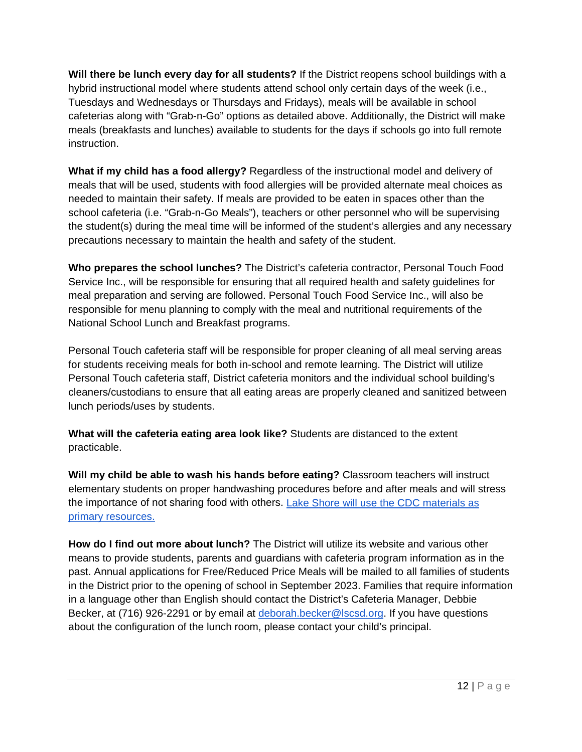**Will there be lunch every day for all students?** If the District reopens school buildings with a hybrid instructional model where students attend school only certain days of the week (i.e., Tuesdays and Wednesdays or Thursdays and Fridays), meals will be available in school cafeterias along with "Grab-n-Go" options as detailed above. Additionally, the District will make meals (breakfasts and lunches) available to students for the days if schools go into full remote instruction.

**What if my child has a food allergy?** Regardless of the instructional model and delivery of meals that will be used, students with food allergies will be provided alternate meal choices as needed to maintain their safety. If meals are provided to be eaten in spaces other than the school cafeteria (i.e. "Grab-n-Go Meals"), teachers or other personnel who will be supervising the student(s) during the meal time will be informed of the student's allergies and any necessary precautions necessary to maintain the health and safety of the student.

**Who prepares the school lunches?** The District's cafeteria contractor, Personal Touch Food Service Inc., will be responsible for ensuring that all required health and safety guidelines for meal preparation and serving are followed. Personal Touch Food Service Inc., will also be responsible for menu planning to comply with the meal and nutritional requirements of the National School Lunch and Breakfast programs.

Personal Touch cafeteria staff will be responsible for proper cleaning of all meal serving areas for students receiving meals for both in-school and remote learning. The District will utilize Personal Touch cafeteria staff, District cafeteria monitors and the individual school building's cleaners/custodians to ensure that all eating areas are properly cleaned and sanitized between lunch periods/uses by students.

**What will the cafeteria eating area look like?** Students are distanced to the extent practicable.

**Will my child be able to wash his hands before eating?** Classroom teachers will instruct elementary students on proper handwashing procedures before and after meals and will stress the importance of not sharing food with others. Lake Shore will use the CDC materials as primary resources.

**How do I find out more about lunch?** The District will utilize its website and various other means to provide students, parents and guardians with cafeteria program information as in the past. Annual applications for Free/Reduced Price Meals will be mailed to all families of students in the District prior to the opening of school in September 2023. Families that require information in a language other than English should contact the District's Cafeteria Manager, Debbie Becker, at (716) 926-2291 or by email at deborah.becker@lscsd.org. If you have questions about the configuration of the lunch room, please contact your child's principal.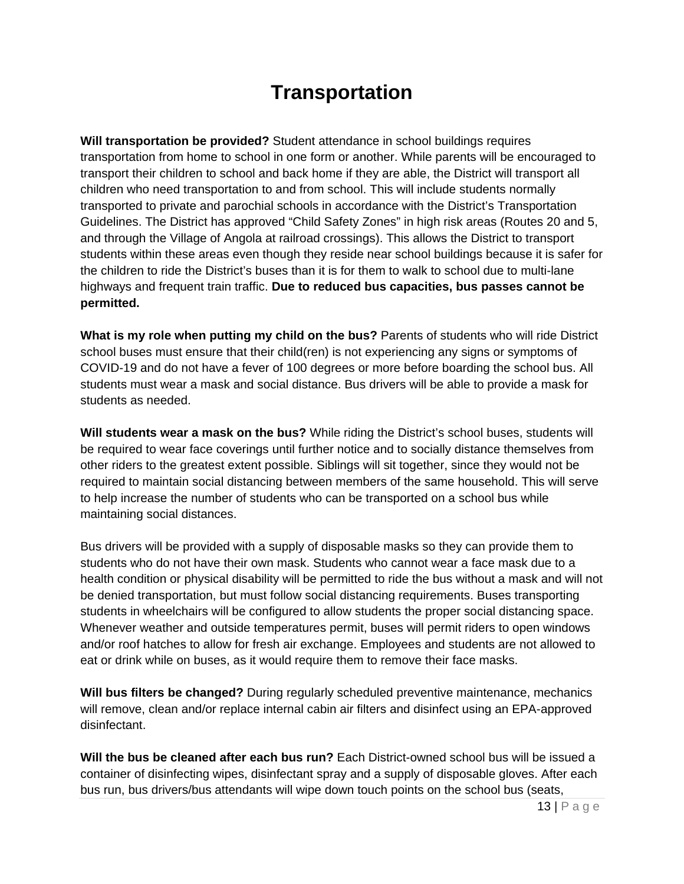# Transportation

**Will transportation be provided?** Student attendance in school buildings requires transportation from home to school in one form or another. While parents will be encouraged to transport their children to school and back home if they are able, the District will transport all children who need transportation to and from school. This will include students normally transported to private and parochial schools in accordance with the District's Transportation Guidelines. The District has approved "Child Safety Zones" in high risk areas (Routes 20 and 5, and through the Village of Angola at railroad crossings). This allows the District to transport students within these areas even though they reside near school buildings because it is safer for the children to ride the District's buses than it is for them to walk to school due to multi-lane highways and frequent train traffic. **Due to reduced bus capacities, bus passes cannot be permitted.**

**What is my role when putting my child on the bus?** Parents of students who will ride District school buses must ensure that their child(ren) is not experiencing any signs or symptoms of COVID-19 and do not have a fever of 100 degrees or more before boarding the school bus. All students must wear a mask and social distance. Bus drivers will be able to provide a mask for students as needed.

**Will students wear a mask on the bus?** While riding the District's school buses, students will be required to wear face coverings until further notice and to socially distance themselves from other riders to the greatest extent possible. Siblings will sit together, since they would not be required to maintain social distancing between members of the same household. This will serve to help increase the number of students who can be transported on a school bus while maintaining social distances.

Bus drivers will be provided with a supply of disposable masks so they can provide them to students who do not have their own mask. Students who cannot wear a face mask due to a health condition or physical disability will be permitted to ride the bus without a mask and will not be denied transportation, but must follow social distancing requirements. Buses transporting students in wheelchairs will be configured to allow students the proper social distancing space. Whenever weather and outside temperatures permit, buses will permit riders to open windows and/or roof hatches to allow for fresh air exchange. Employees and students are not allowed to eat or drink while on buses, as it would require them to remove their face masks.

**Will bus filters be changed?** During regularly scheduled preventive maintenance, mechanics will remove, clean and/or replace internal cabin air filters and disinfect using an EPA-approved disinfectant.

**Will the bus be cleaned after each bus run?** Each District-owned school bus will be issued a container of disinfecting wipes, disinfectant spray and a supply of disposable gloves. After each bus run, bus drivers/bus attendants will wipe down touch points on the school bus (seats,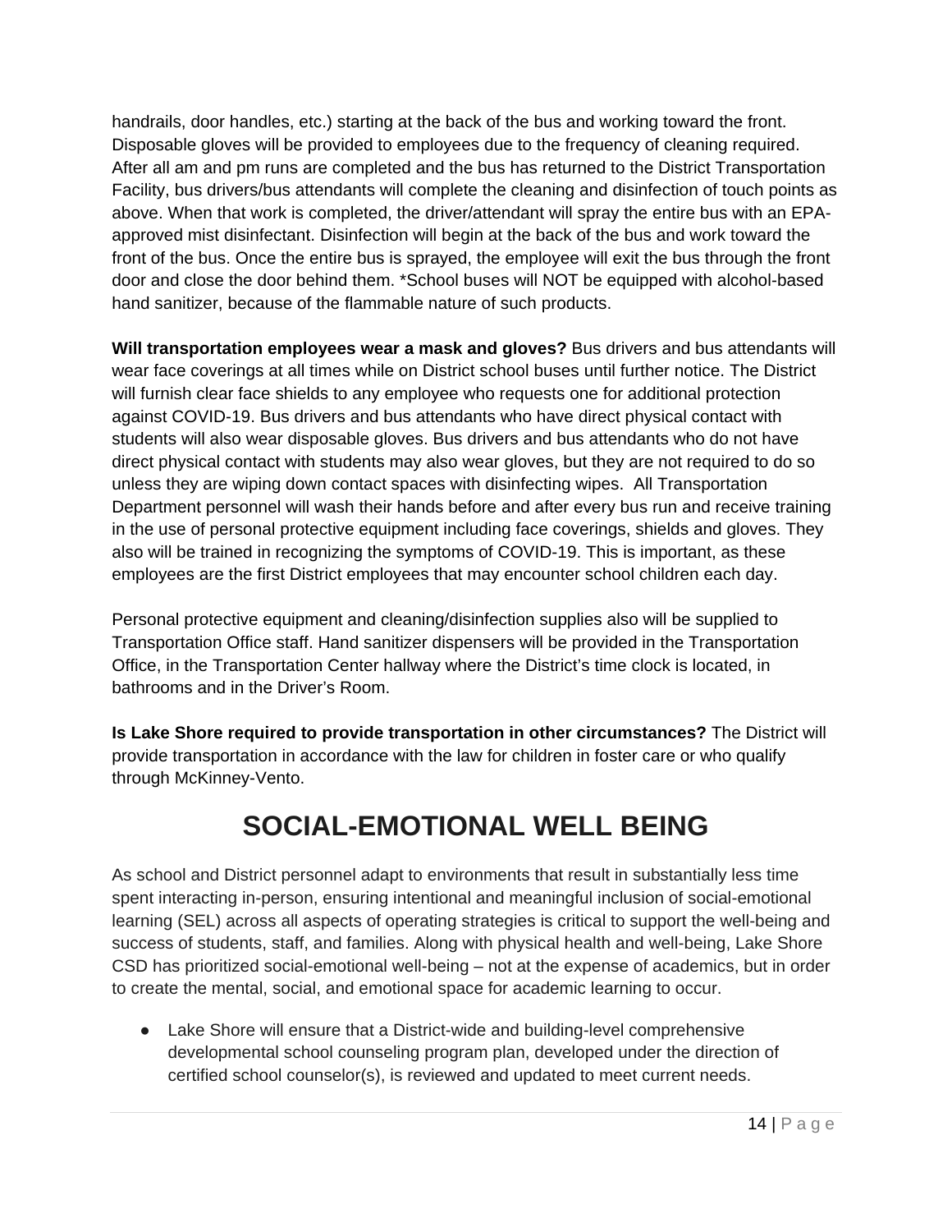handrails, door handles, etc.) starting at the back of the bus and working toward the front. Disposable gloves will be provided to employees due to the frequency of cleaning required. After all am and pm runs are completed and the bus has returned to the District Transportation Facility, bus drivers/bus attendants will complete the cleaning and disinfection of touch points as above. When that work is completed, the driver/attendant will spray the entire bus with an EPA-approved mist disinfectant. Disinfection will begin at the back of the bus and work toward the front of the bus. Once the entire bus is sprayed, the employee will exit the bus through the front door and close the door behind them. *School buses will NOT be equipped with alcohol-based hand sanitizer, because of the flammable nature of such products.

**Will transportation employees wear a mask and gloves?** Bus drivers and bus attendants will wear face coverings at all times while on District school buses until further notice. The District will furnish clear face shields to any employee who requests one for additional protection against COVID-19. Bus drivers and bus attendants who have direct physical contact with students will also wear disposable gloves. Bus drivers and bus attendants who do not have direct physical contact with students may also wear gloves, but they are not required to do so unless they are wiping down contact spaces with disinfecting wipes. All Transportation Department personnel will wash their hands before and after every bus run and receive training in the use of personal protective equipment including face coverings, shields and gloves. They also will be trained in recognizing the symptoms of COVID-19. This is important, as these employees are the first District employees that may encounter school children each day.

Personal protective equipment and cleaning/disinfection supplies also will be supplied to Transportation Office staff. Hand sanitizer dispensers will be provided in the Transportation Office, in the Transportation Center hallway where the District's time clock is located, in bathrooms and in the Driver's Room.

**Is Lake Shore required to provide transportation in other circumstances?** The District will provide transportation in accordance with the law for children in foster care or who qualify through McKinney-Vento.

# SOCIAL-EMOTIONAL WELL BEING

As school and District personnel adapt to environments that result in substantially less time spent interacting in-person, ensuring intentional and meaningful inclusion of social-emotional learning (SEL) across all aspects of operating strategies is critical to support the well-being and success of students, staff, and families. Along with physical health and well-being, Lake Shore CSD has prioritized social-emotional well-being – not at the expense of academics, but in order to create the mental, social, and emotional space for academic learning to occur.

- Lake Shore will ensure that a District-wide and building-level comprehensive developmental school counseling program plan, developed under the direction of certified school counselor(s), is reviewed and updated to meet current needs.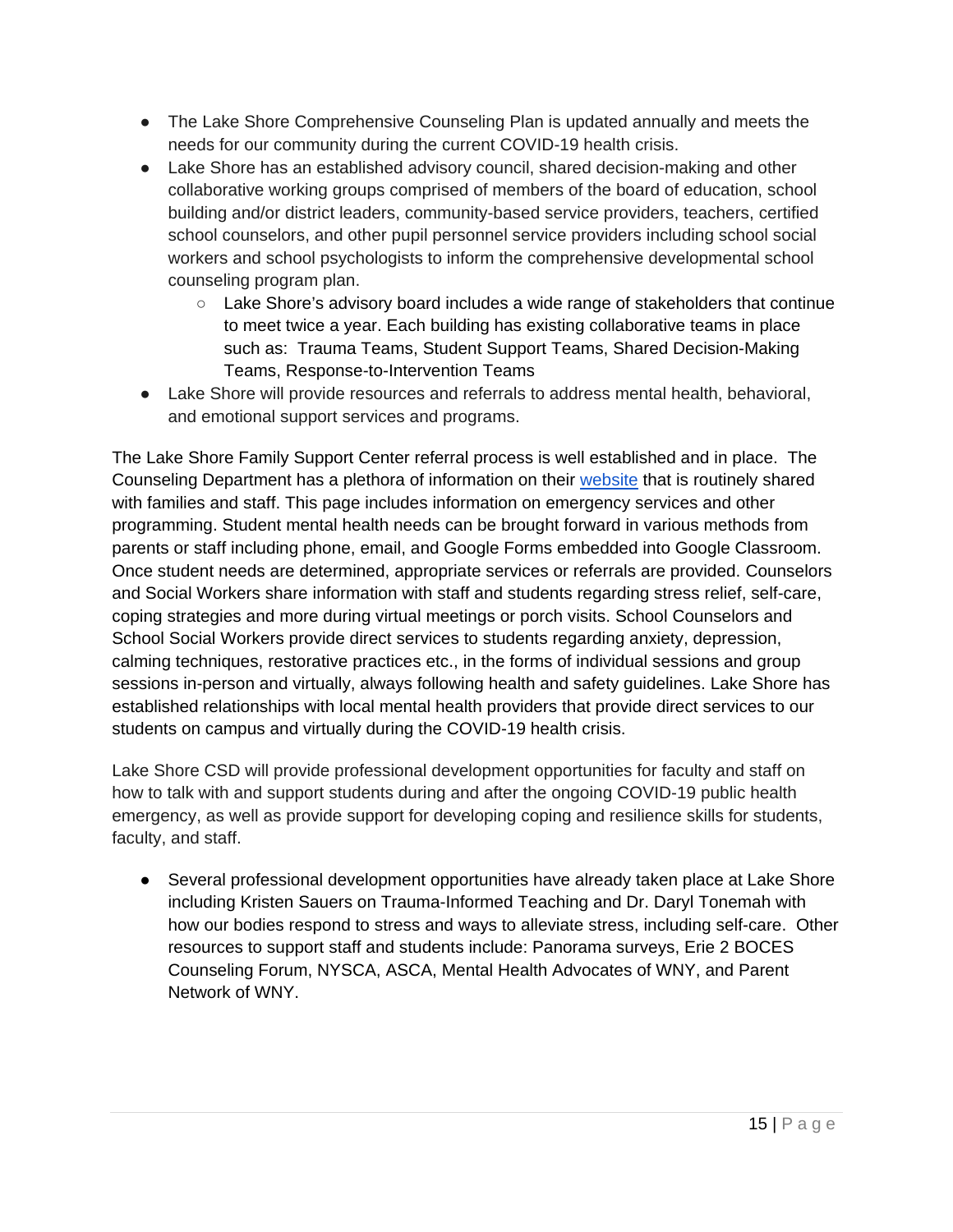- The Lake Shore Comprehensive Counseling Plan is updated annually and meets the needs for our community during the current COVID-19 health crisis.
- Lake Shore has an established advisory council, shared decision-making and other collaborative working groups comprised of members of the board of education, school building and/or district leaders, community-based service providers, teachers, certified school counselors, and other pupil personnel service providers including school social workers and school psychologists to inform the comprehensive developmental school counseling program plan.
    - Lake Shore's advisory board includes a wide range of stakeholders that continue to meet twice a year. Each building has existing collaborative teams in place such as: Trauma Teams, Student Support Teams, Shared Decision-Making Teams, Response-to-Intervention Teams
- Lake Shore will provide resources and referrals to address mental health, behavioral, and emotional support services and programs.

The Lake Shore Family Support Center referral process is well established and in place. The Counseling Department has a plethora of information on their website that is routinely shared with families and staff. This page includes information on emergency services and other programming. Student mental health needs can be brought forward in various methods from parents or staff including phone, email, and Google Forms embedded into Google Classroom. Once student needs are determined, appropriate services or referrals are provided. Counselors and Social Workers share information with staff and students regarding stress relief, self-care, coping strategies and more during virtual meetings or porch visits. School Counselors and School Social Workers provide direct services to students regarding anxiety, depression, calming techniques, restorative practices etc., in the forms of individual sessions and group sessions in-person and virtually, always following health and safety guidelines. Lake Shore has established relationships with local mental health providers that provide direct services to our students on campus and virtually during the COVID-19 health crisis.

Lake Shore CSD will provide professional development opportunities for faculty and staff on how to talk with and support students during and after the ongoing COVID-19 public health emergency, as well as provide support for developing coping and resilience skills for students, faculty, and staff.

- Several professional development opportunities have already taken place at Lake Shore including Kristen Sauers on Trauma-Informed Teaching and Dr. Daryl Tonemah with how our bodies respond to stress and ways to alleviate stress, including self-care. Other resources to support staff and students include: Panorama surveys, Erie 2 BOCES Counseling Forum, NYSCA, ASCA, Mental Health Advocates of WNY, and Parent Network of WNY.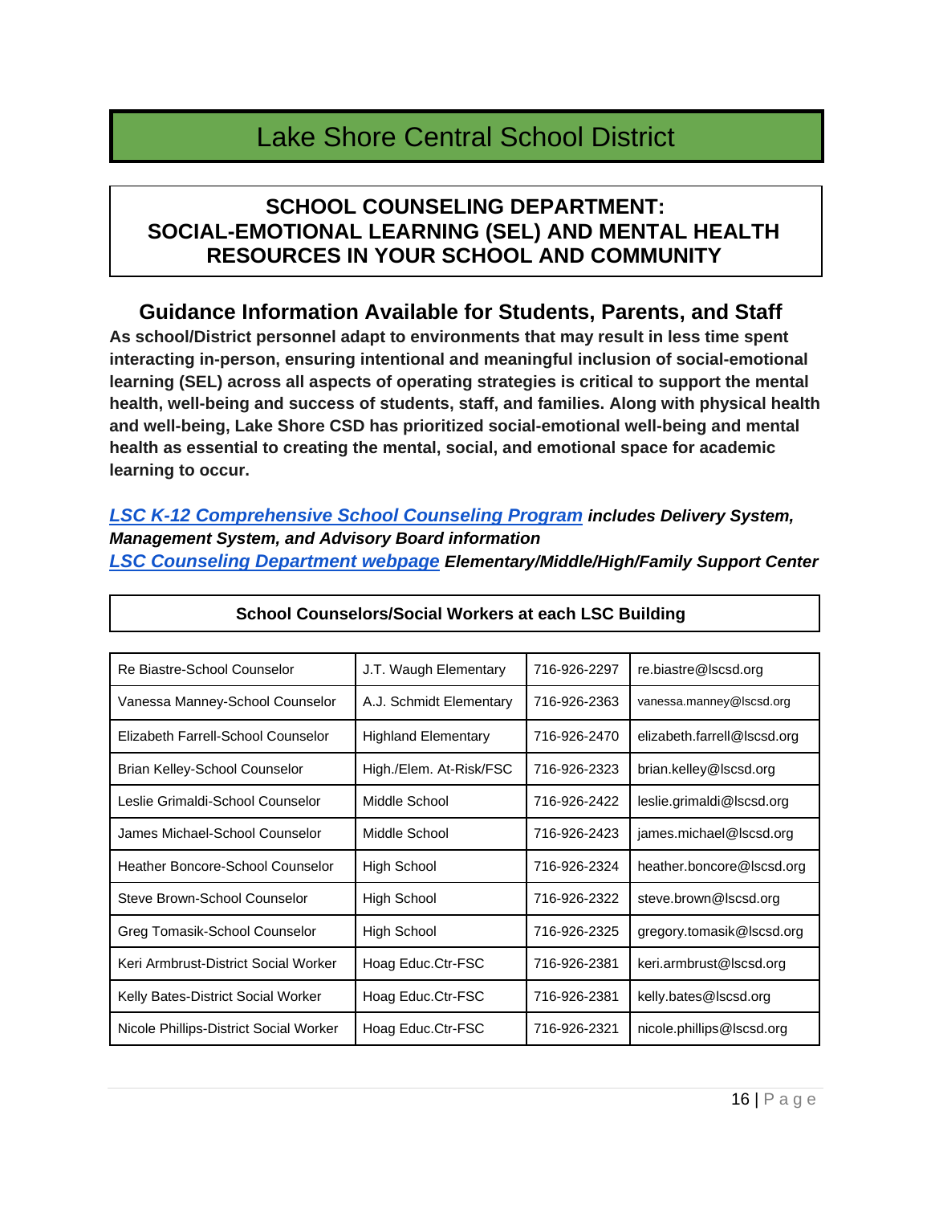# Lake Shore Central School District

## SCHOOL COUNSELING DEPARTMENT: SOCIAL-EMOTIONAL LEARNING (SEL) AND MENTAL HEALTH RESOURCES IN YOUR SCHOOL AND COMMUNITY

### Guidance Information Available for Students, Parents, and Staff

**As school/District personnel adapt to environments that may result in less time spent interacting in-person, ensuring intentional and meaningful inclusion of social-emotional learning (SEL) across all aspects of operating strategies is critical to support the mental health, well-being and success of students, staff, and families. Along with physical health and well-being, Lake Shore CSD has prioritized social-emotional well-being and mental health as essential to creating the mental, social, and emotional space for academic learning to occur.**

***LSC K-12 Comprehensive School Counseling Program*** ***includes Delivery System, Management System, and Advisory Board information***
***LSC Counseling Department webpage*** ***Elementary/Middle/High/Family Support Center***

**School Counselors/Social Workers at each LSC Building**

| | | | |
|---|---|---|---|
| Re Biastre-School Counselor | J.T. Waugh Elementary | 716-926-2297 | re.biastre@lscsd.org |
| Vanessa Manney-School Counselor | A.J. Schmidt Elementary | 716-926-2363 | vanessa.manney@lscsd.org |
| Elizabeth Farrell-School Counselor | Highland Elementary | 716-926-2470 | elizabeth.farrell@lscsd.org |
| Brian Kelley-School Counselor | High./Elem. At-Risk/FSC | 716-926-2323 | brian.kelley@lscsd.org |
| Leslie Grimaldi-School Counselor | Middle School | 716-926-2422 | leslie.grimaldi@lscsd.org |
| James Michael-School Counselor | Middle School | 716-926-2423 | james.michael@lscsd.org |
| Heather Boncore-School Counselor | High School | 716-926-2324 | heather.boncore@lscsd.org |
| Steve Brown-School Counselor | High School | 716-926-2322 | steve.brown@lscsd.org |
| Greg Tomasik-School Counselor | High School | 716-926-2325 | gregory.tomasik@lscsd.org |
| Keri Armbrust-District Social Worker | Hoag Educ.Ctr-FSC | 716-926-2381 | keri.armbrust@lscsd.org |
| Kelly Bates-District Social Worker | Hoag Educ.Ctr-FSC | 716-926-2381 | kelly.bates@lscsd.org |
| Nicole Phillips-District Social Worker | Hoag Educ.Ctr-FSC | 716-926-2321 | nicole.phillips@lscsd.org |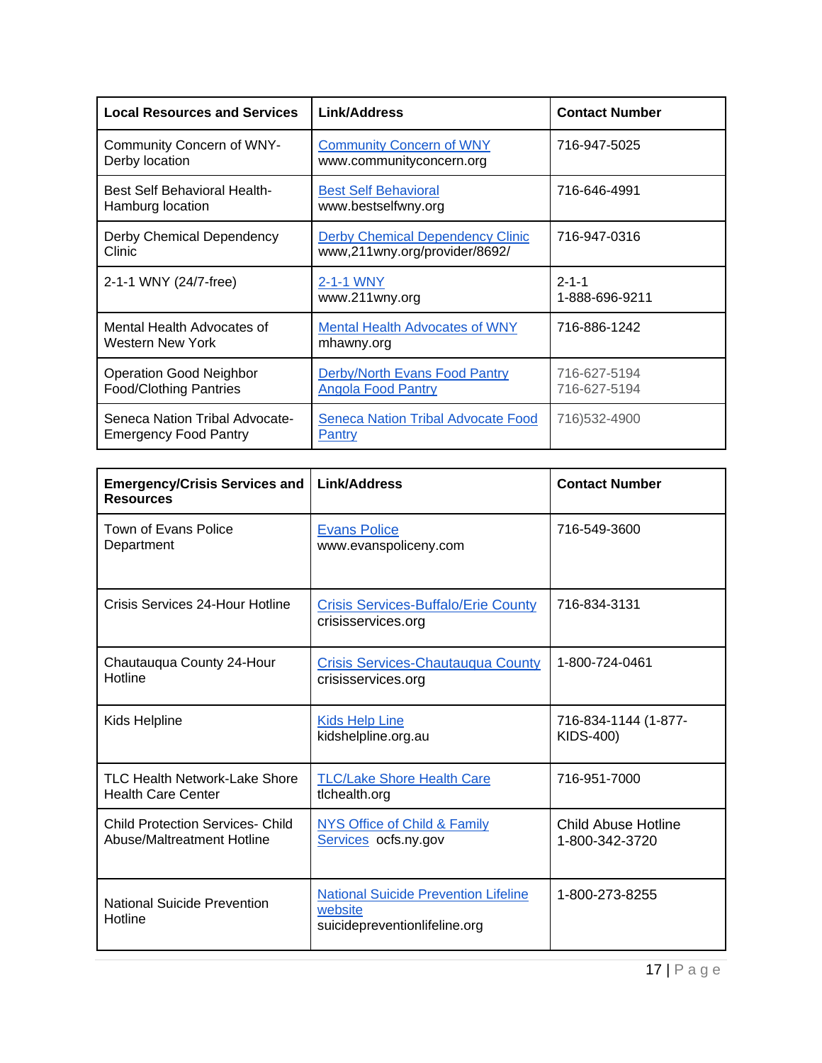| Local Resources and Services | Link/Address | Contact Number |
|---|---|---|
| Community Concern of WNY- Derby location | Community Concern of WNY www.communityconcern.org | 716-947-5025 |
| Best Self Behavioral Health- Hamburg location | Best Self Behavioral www.bestselfwny.org | 716-646-4991 |
| Derby Chemical Dependency Clinic | Derby Chemical Dependency Clinic www,211wny.org/provider/8692/ | 716-947-0316 |
| 2-1-1 WNY (24/7-free) | 2-1-1 WNY www.211wny.org | 2-1-1 1-888-696-9211 |
| Mental Health Advocates of Western New York | Mental Health Advocates of WNY mhawny.org | 716-886-1242 |
| Operation Good Neighbor Food/Clothing Pantries | Derby/North Evans Food Pantry Angola Food Pantry | 716-627-5194 716-627-5194 |
| Seneca Nation Tribal Advocate- Emergency Food Pantry | Seneca Nation Tribal Advocate Food Pantry | 716)532-4900 |

| Emergency/Crisis Services and Resources | Link/Address | Contact Number |
|---|---|---|
| Town of Evans Police Department | Evans Police www.evanspoliceny.com | 716-549-3600 |
| Crisis Services 24-Hour Hotline | Crisis Services-Buffalo/Erie County crisisservices.org | 716-834-3131 |
| Chautauqua County 24-Hour Hotline | Crisis Services-Chautauqua County crisisservices.org | 1-800-724-0461 |
| Kids Helpline | Kids Help Line kidshelpline.org.au | 716-834-1144 (1-877-KIDS-400) |
| TLC Health Network-Lake Shore Health Care Center | TLC/Lake Shore Health Care tlchealth.org | 716-951-7000 |
| Child Protection Services- Child Abuse/Maltreatment Hotline | NYS Office of Child & Family Services ocfs.ny.gov | Child Abuse Hotline 1-800-342-3720 |
| National Suicide Prevention Hotline | National Suicide Prevention Lifeline website suicidepreventionlifeline.org | 1-800-273-8255 |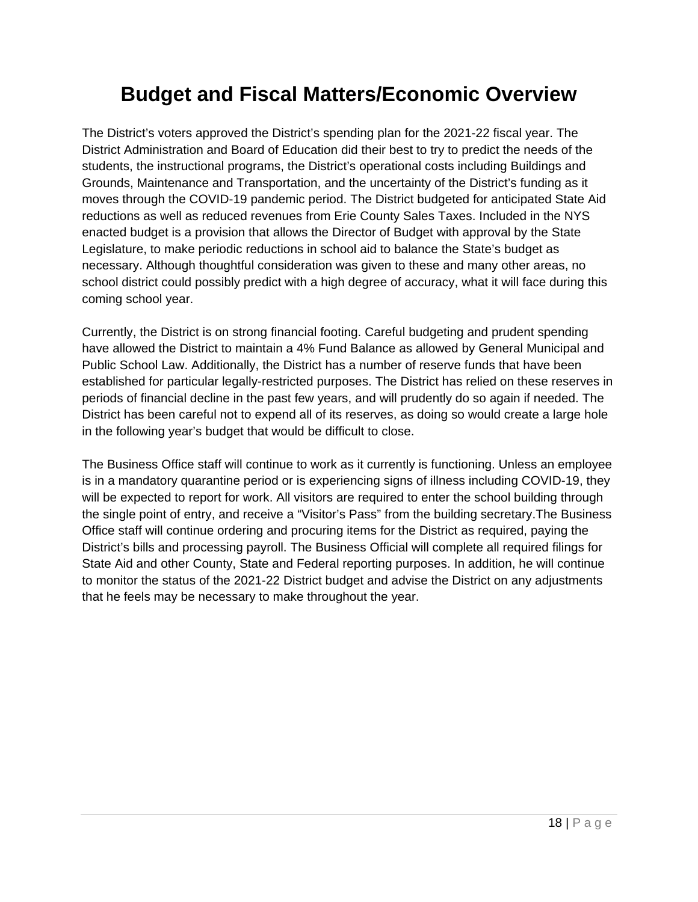# Budget and Fiscal Matters/Economic Overview

The District's voters approved the District's spending plan for the 2021-22 fiscal year. The District Administration and Board of Education did their best to try to predict the needs of the students, the instructional programs, the District's operational costs including Buildings and Grounds, Maintenance and Transportation, and the uncertainty of the District's funding as it moves through the COVID-19 pandemic period. The District budgeted for anticipated State Aid reductions as well as reduced revenues from Erie County Sales Taxes. Included in the NYS enacted budget is a provision that allows the Director of Budget with approval by the State Legislature, to make periodic reductions in school aid to balance the State's budget as necessary. Although thoughtful consideration was given to these and many other areas, no school district could possibly predict with a high degree of accuracy, what it will face during this coming school year.

Currently, the District is on strong financial footing. Careful budgeting and prudent spending have allowed the District to maintain a 4% Fund Balance as allowed by General Municipal and Public School Law. Additionally, the District has a number of reserve funds that have been established for particular legally-restricted purposes. The District has relied on these reserves in periods of financial decline in the past few years, and will prudently do so again if needed. The District has been careful not to expend all of its reserves, as doing so would create a large hole in the following year's budget that would be difficult to close.

The Business Office staff will continue to work as it currently is functioning. Unless an employee is in a mandatory quarantine period or is experiencing signs of illness including COVID-19, they will be expected to report for work. All visitors are required to enter the school building through the single point of entry, and receive a "Visitor's Pass" from the building secretary.The Business Office staff will continue ordering and procuring items for the District as required, paying the District's bills and processing payroll. The Business Official will complete all required filings for State Aid and other County, State and Federal reporting purposes. In addition, he will continue to monitor the status of the 2021-22 District budget and advise the District on any adjustments that he feels may be necessary to make throughout the year.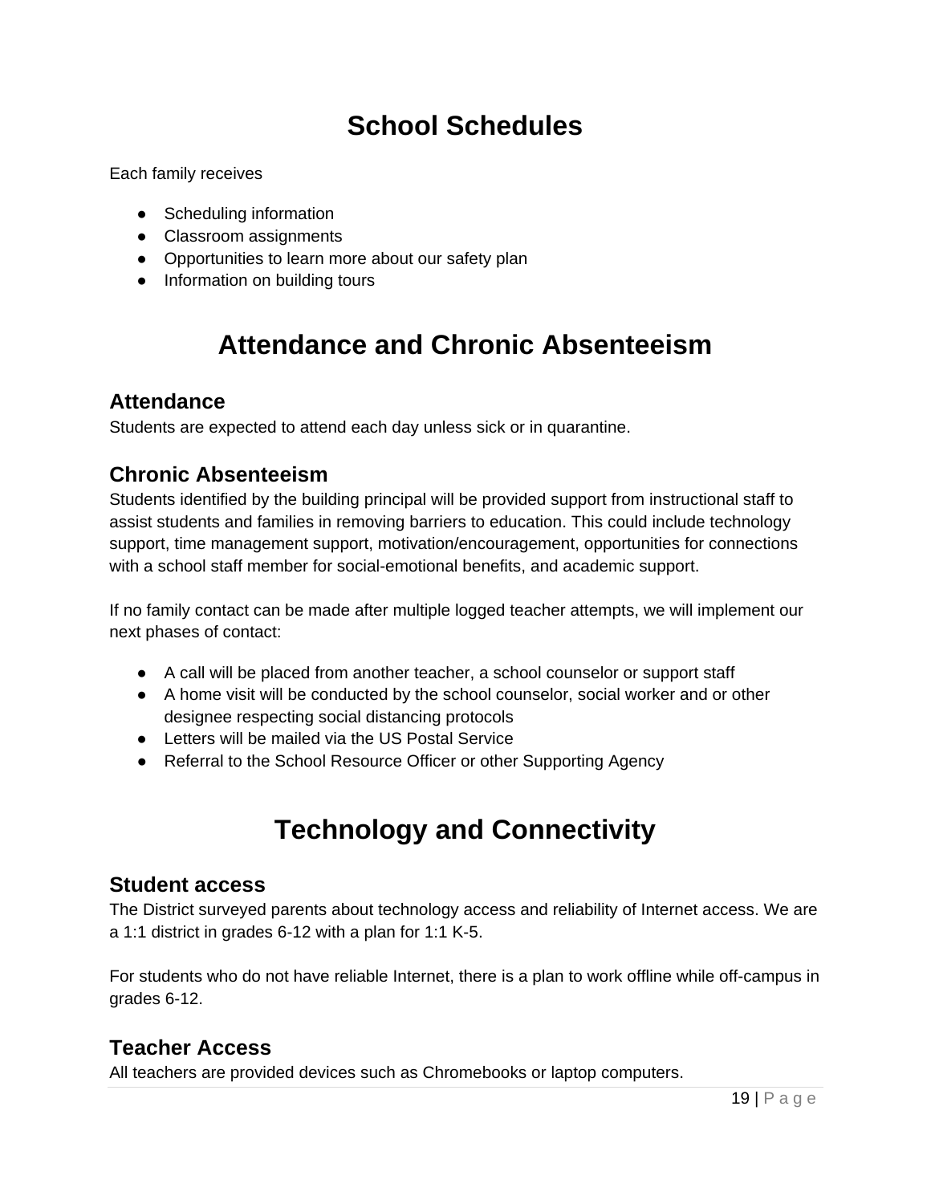# School Schedules

Each family receives

- Scheduling information
- Classroom assignments
- Opportunities to learn more about our safety plan
- Information on building tours

# Attendance and Chronic Absenteeism

## Attendance

Students are expected to attend each day unless sick or in quarantine.

## Chronic Absenteeism

Students identified by the building principal will be provided support from instructional staff to assist students and families in removing barriers to education. This could include technology support, time management support, motivation/encouragement, opportunities for connections with a school staff member for social-emotional benefits, and academic support.

If no family contact can be made after multiple logged teacher attempts, we will implement our next phases of contact:

- A call will be placed from another teacher, a school counselor or support staff
- A home visit will be conducted by the school counselor, social worker and or other designee respecting social distancing protocols
- Letters will be mailed via the US Postal Service
- Referral to the School Resource Officer or other Supporting Agency

# Technology and Connectivity

## Student access

The District surveyed parents about technology access and reliability of Internet access. We are a 1:1 district in grades 6-12 with a plan for 1:1 K-5.

For students who do not have reliable Internet, there is a plan to work offline while off-campus in grades 6-12.

## Teacher Access

All teachers are provided devices such as Chromebooks or laptop computers.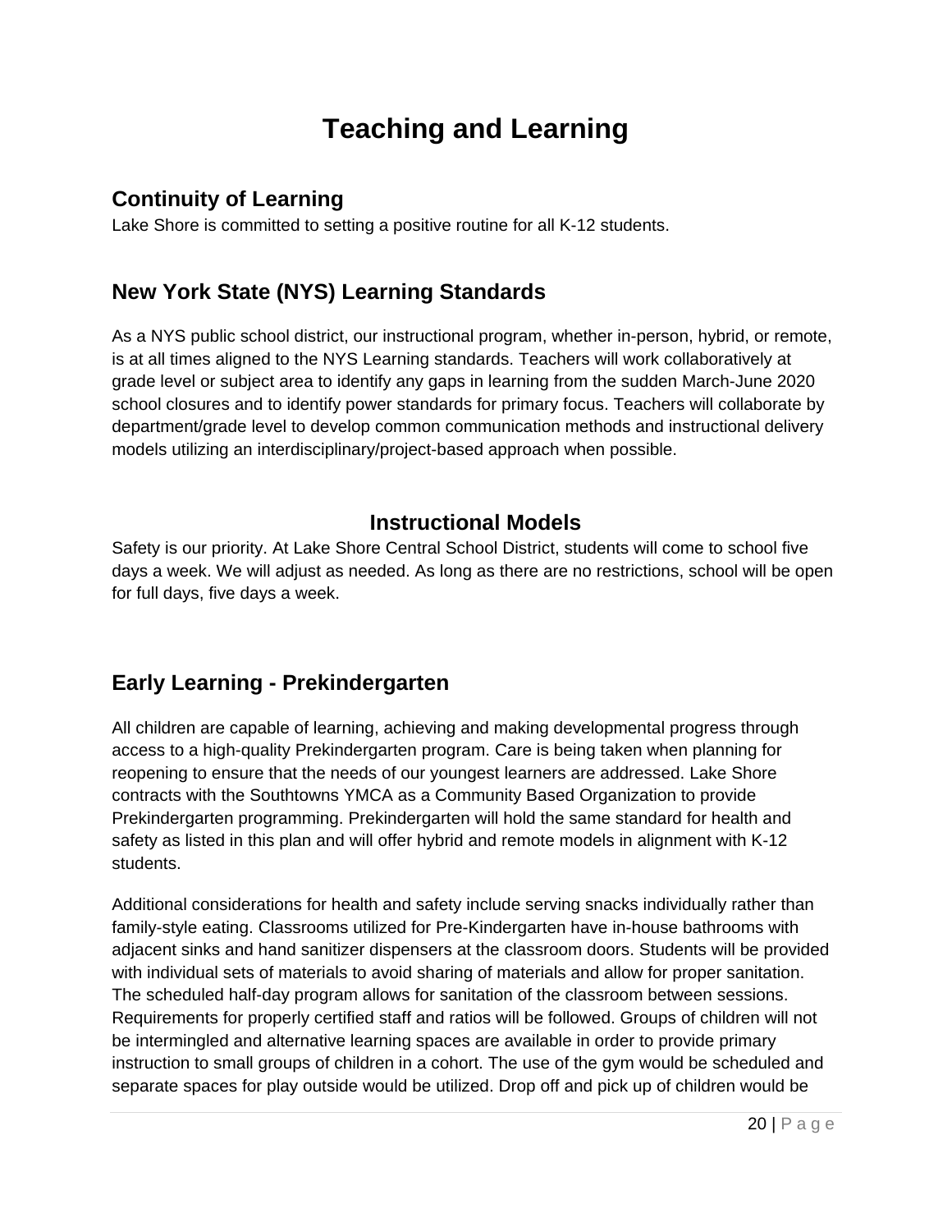# Teaching and Learning

## Continuity of Learning

Lake Shore is committed to setting a positive routine for all K-12 students.

## New York State (NYS) Learning Standards

As a NYS public school district, our instructional program, whether in-person, hybrid, or remote, is at all times aligned to the NYS Learning standards. Teachers will work collaboratively at grade level or subject area to identify any gaps in learning from the sudden March-June 2020 school closures and to identify power standards for primary focus. Teachers will collaborate by department/grade level to develop common communication methods and instructional delivery models utilizing an interdisciplinary/project-based approach when possible.

## Instructional Models

Safety is our priority. At Lake Shore Central School District, students will come to school five days a week. We will adjust as needed. As long as there are no restrictions, school will be open for full days, five days a week.

## Early Learning - Prekindergarten

All children are capable of learning, achieving and making developmental progress through access to a high-quality Prekindergarten program. Care is being taken when planning for reopening to ensure that the needs of our youngest learners are addressed. Lake Shore contracts with the Southtowns YMCA as a Community Based Organization to provide Prekindergarten programming. Prekindergarten will hold the same standard for health and safety as listed in this plan and will offer hybrid and remote models in alignment with K-12 students.

Additional considerations for health and safety include serving snacks individually rather than family-style eating. Classrooms utilized for Pre-Kindergarten have in-house bathrooms with adjacent sinks and hand sanitizer dispensers at the classroom doors. Students will be provided with individual sets of materials to avoid sharing of materials and allow for proper sanitation. The scheduled half-day program allows for sanitation of the classroom between sessions. Requirements for properly certified staff and ratios will be followed. Groups of children will not be intermingled and alternative learning spaces are available in order to provide primary instruction to small groups of children in a cohort. The use of the gym would be scheduled and separate spaces for play outside would be utilized. Drop off and pick up of children would be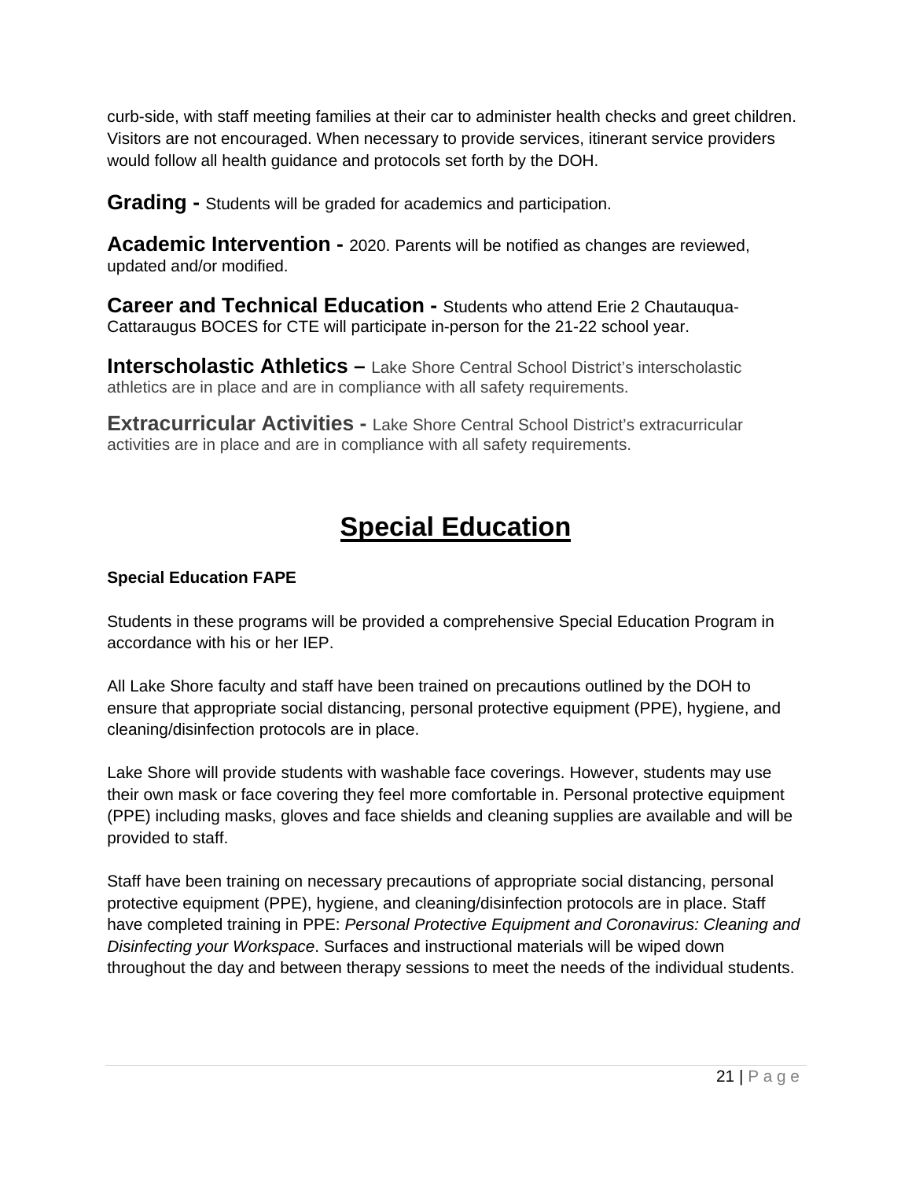curb-side, with staff meeting families at their car to administer health checks and greet children. Visitors are not encouraged. When necessary to provide services, itinerant service providers would follow all health guidance and protocols set forth by the DOH.

**Grading -** Students will be graded for academics and participation.

**Academic Intervention -** 2020. Parents will be notified as changes are reviewed, updated and/or modified.

**Career and Technical Education -** Students who attend Erie 2 Chautauqua-Cattaraugus BOCES for CTE will participate in-person for the 21-22 school year.

**Interscholastic Athletics –** Lake Shore Central School District's interscholastic athletics are in place and are in compliance with all safety requirements.

**Extracurricular Activities -** Lake Shore Central School District's extracurricular activities are in place and are in compliance with all safety requirements.

# Special Education

### Special Education FAPE

Students in these programs will be provided a comprehensive Special Education Program in accordance with his or her IEP.

All Lake Shore faculty and staff have been trained on precautions outlined by the DOH to ensure that appropriate social distancing, personal protective equipment (PPE), hygiene, and cleaning/disinfection protocols are in place.

Lake Shore will provide students with washable face coverings. However, students may use their own mask or face covering they feel more comfortable in. Personal protective equipment (PPE) including masks, gloves and face shields and cleaning supplies are available and will be provided to staff.

Staff have been training on necessary precautions of appropriate social distancing, personal protective equipment (PPE), hygiene, and cleaning/disinfection protocols are in place. Staff have completed training in PPE: *Personal Protective Equipment and Coronavirus: Cleaning and Disinfecting your Workspace*. Surfaces and instructional materials will be wiped down throughout the day and between therapy sessions to meet the needs of the individual students.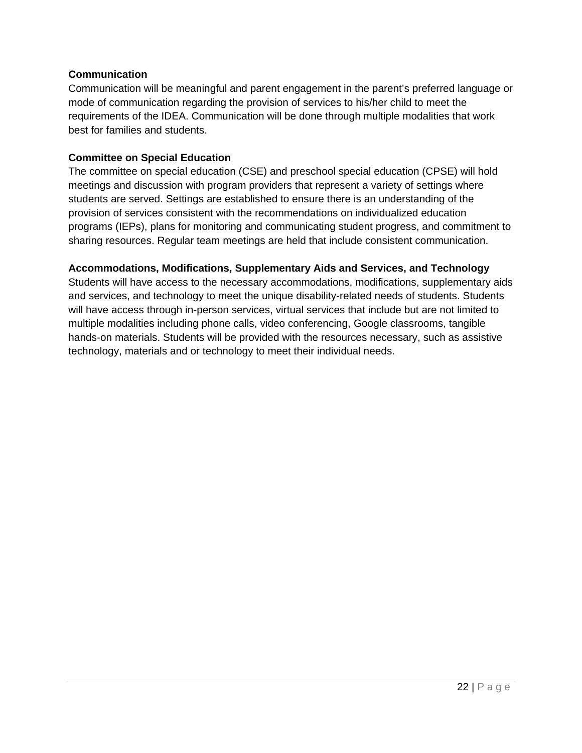**Communication**

Communication will be meaningful and parent engagement in the parent's preferred language or mode of communication regarding the provision of services to his/her child to meet the requirements of the IDEA. Communication will be done through multiple modalities that work best for families and students.

**Committee on Special Education**

The committee on special education (CSE) and preschool special education (CPSE) will hold meetings and discussion with program providers that represent a variety of settings where students are served. Settings are established to ensure there is an understanding of the provision of services consistent with the recommendations on individualized education programs (IEPs), plans for monitoring and communicating student progress, and commitment to sharing resources. Regular team meetings are held that include consistent communication.

**Accommodations, Modifications, Supplementary Aids and Services, and Technology**

Students will have access to the necessary accommodations, modifications, supplementary aids and services, and technology to meet the unique disability-related needs of students. Students will have access through in-person services, virtual services that include but are not limited to multiple modalities including phone calls, video conferencing, Google classrooms, tangible hands-on materials. Students will be provided with the resources necessary, such as assistive technology, materials and or technology to meet their individual needs.